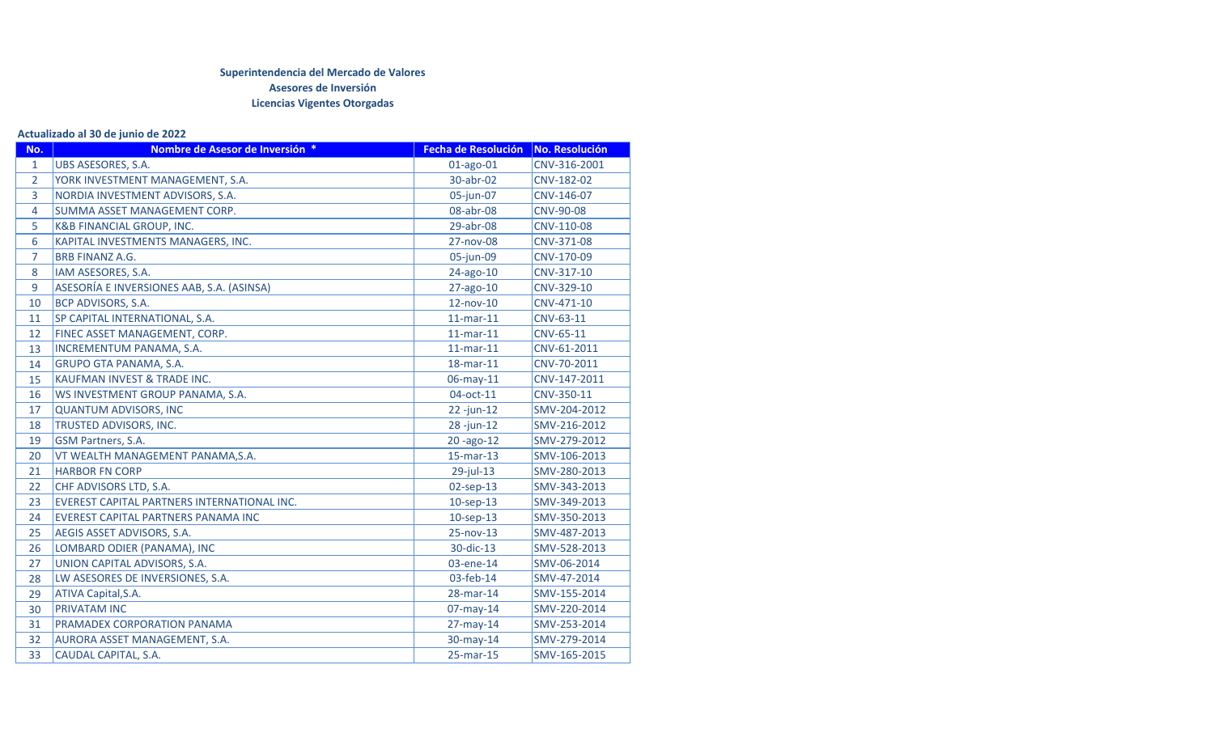**Superintendencia del Mercado de Valores**
**Asesores de Inversión**
**Licencias Vigentes Otorgadas**

**Actualizado al 30 de junio de 2022**

| No. | Nombre de Asesor de Inversión * | Fecha de Resolución | No. Resolución |
|---|---|---|---|
| 1 | UBS ASESORES, S.A. | 01-ago-01 | CNV-316-2001 |
| 2 | YORK INVESTMENT MANAGEMENT, S.A. | 30-abr-02 | CNV-182-02 |
| 3 | NORDIA INVESTMENT ADVISORS, S.A. | 05-jun-07 | CNV-146-07 |
| 4 | SUMMA ASSET MANAGEMENT CORP. | 08-abr-08 | CNV-90-08 |
| 5 | K&B FINANCIAL GROUP, INC. | 29-abr-08 | CNV-110-08 |
| 6 | KAPITAL INVESTMENTS MANAGERS, INC. | 27-nov-08 | CNV-371-08 |
| 7 | BRB FINANZ A.G. | 05-jun-09 | CNV-170-09 |
| 8 | IAM ASESORES, S.A. | 24-ago-10 | CNV-317-10 |
| 9 | ASESORÍA E INVERSIONES AAB, S.A. (ASINSA) | 27-ago-10 | CNV-329-10 |
| 10 | BCP ADVISORS, S.A. | 12-nov-10 | CNV-471-10 |
| 11 | SP CAPITAL INTERNATIONAL, S.A. | 11-mar-11 | CNV-63-11 |
| 12 | FINEC ASSET MANAGEMENT, CORP. | 11-mar-11 | CNV-65-11 |
| 13 | INCREMENTUM PANAMA, S.A. | 11-mar-11 | CNV-61-2011 |
| 14 | GRUPO GTA PANAMA, S.A. | 18-mar-11 | CNV-70-2011 |
| 15 | KAUFMAN INVEST & TRADE INC. | 06-may-11 | CNV-147-2011 |
| 16 | WS INVESTMENT GROUP PANAMA, S.A. | 04-oct-11 | CNV-350-11 |
| 17 | QUANTUM ADVISORS, INC | 22 -jun-12 | SMV-204-2012 |
| 18 | TRUSTED ADVISORS, INC. | 28 -jun-12 | SMV-216-2012 |
| 19 | GSM Partners, S.A. | 20 -ago-12 | SMV-279-2012 |
| 20 | VT WEALTH MANAGEMENT PANAMA,S.A. | 15-mar-13 | SMV-106-2013 |
| 21 | HARBOR FN CORP | 29-jul-13 | SMV-280-2013 |
| 22 | CHF ADVISORS LTD, S.A. | 02-sep-13 | SMV-343-2013 |
| 23 | EVEREST CAPITAL PARTNERS INTERNATIONAL INC. | 10-sep-13 | SMV-349-2013 |
| 24 | EVEREST CAPITAL PARTNERS PANAMA INC | 10-sep-13 | SMV-350-2013 |
| 25 | AEGIS ASSET ADVISORS, S.A. | 25-nov-13 | SMV-487-2013 |
| 26 | LOMBARD ODIER (PANAMA), INC | 30-dic-13 | SMV-528-2013 |
| 27 | UNION CAPITAL ADVISORS, S.A. | 03-ene-14 | SMV-06-2014 |
| 28 | LW ASESORES DE INVERSIONES, S.A. | 03-feb-14 | SMV-47-2014 |
| 29 | ATIVA Capital,S.A. | 28-mar-14 | SMV-155-2014 |
| 30 | PRIVATAM INC | 07-may-14 | SMV-220-2014 |
| 31 | PRAMADEX CORPORATION PANAMA | 27-may-14 | SMV-253-2014 |
| 32 | AURORA ASSET MANAGEMENT, S.A. | 30-may-14 | SMV-279-2014 |
| 33 | CAUDAL CAPITAL, S.A. | 25-mar-15 | SMV-165-2015 |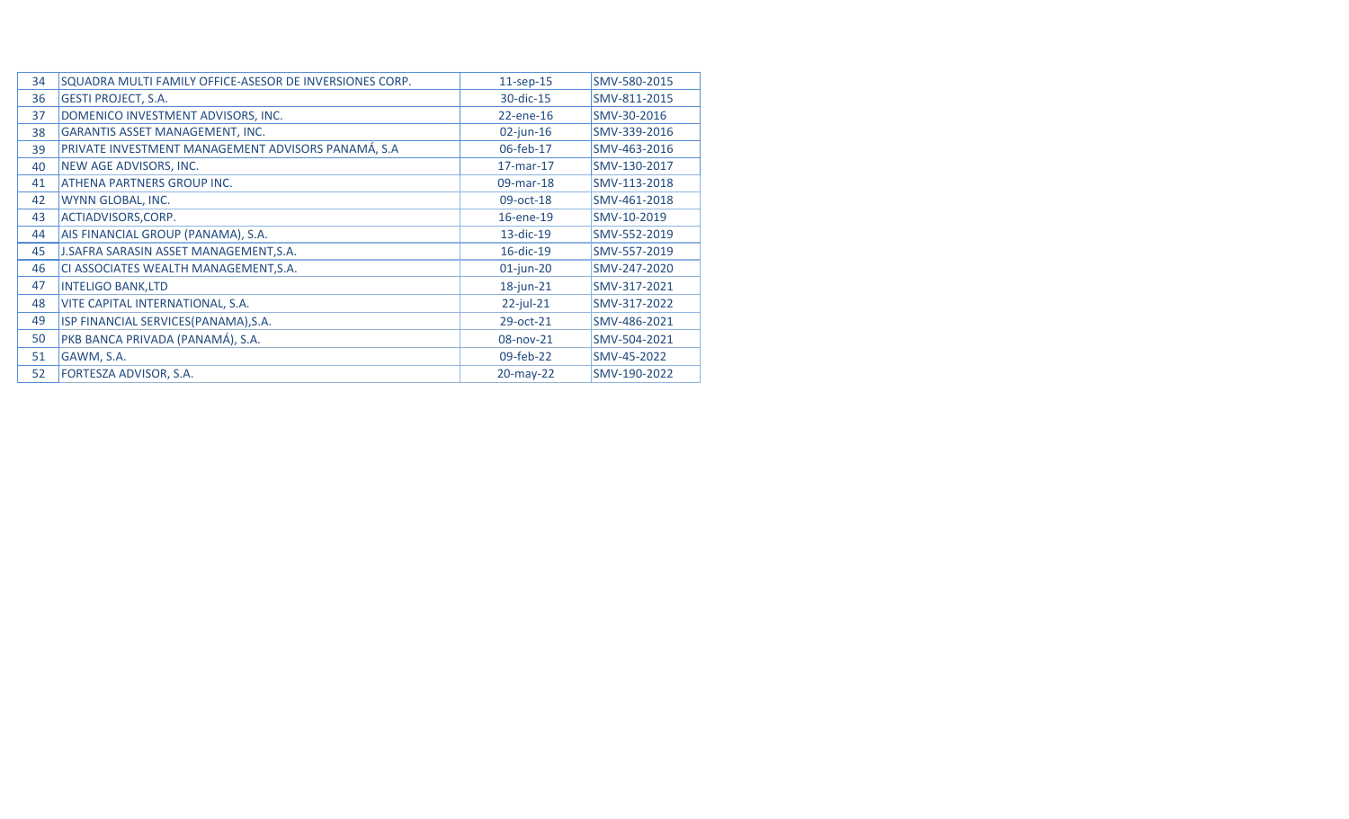| | | | |
|---|---|---|---|
| 34 | SQUADRA MULTI FAMILY OFFICE-ASESOR DE INVERSIONES CORP. | 11-sep-15 | SMV-580-2015 |
| 36 | GESTI PROJECT, S.A. | 30-dic-15 | SMV-811-2015 |
| 37 | DOMENICO INVESTMENT ADVISORS, INC. | 22-ene-16 | SMV-30-2016 |
| 38 | GARANTIS ASSET MANAGEMENT, INC. | 02-jun-16 | SMV-339-2016 |
| 39 | PRIVATE INVESTMENT MANAGEMENT ADVISORS PANAMÁ, S.A | 06-feb-17 | SMV-463-2016 |
| 40 | NEW AGE ADVISORS, INC. | 17-mar-17 | SMV-130-2017 |
| 41 | ATHENA PARTNERS GROUP INC. | 09-mar-18 | SMV-113-2018 |
| 42 | WYNN GLOBAL, INC. | 09-oct-18 | SMV-461-2018 |
| 43 | ACTIADVISORS,CORP. | 16-ene-19 | SMV-10-2019 |
| 44 | AIS FINANCIAL GROUP (PANAMA), S.A. | 13-dic-19 | SMV-552-2019 |
| 45 | J.SAFRA SARASIN ASSET MANAGEMENT,S.A. | 16-dic-19 | SMV-557-2019 |
| 46 | CI ASSOCIATES WEALTH MANAGEMENT,S.A. | 01-jun-20 | SMV-247-2020 |
| 47 | INTELIGO BANK,LTD | 18-jun-21 | SMV-317-2021 |
| 48 | VITE CAPITAL INTERNATIONAL, S.A. | 22-jul-21 | SMV-317-2022 |
| 49 | ISP FINANCIAL SERVICES(PANAMA),S.A. | 29-oct-21 | SMV-486-2021 |
| 50 | PKB BANCA PRIVADA (PANAMÁ), S.A. | 08-nov-21 | SMV-504-2021 |
| 51 | GAWM, S.A. | 09-feb-22 | SMV-45-2022 |
| 52 | FORTESZA ADVISOR, S.A. | 20-may-22 | SMV-190-2022 |